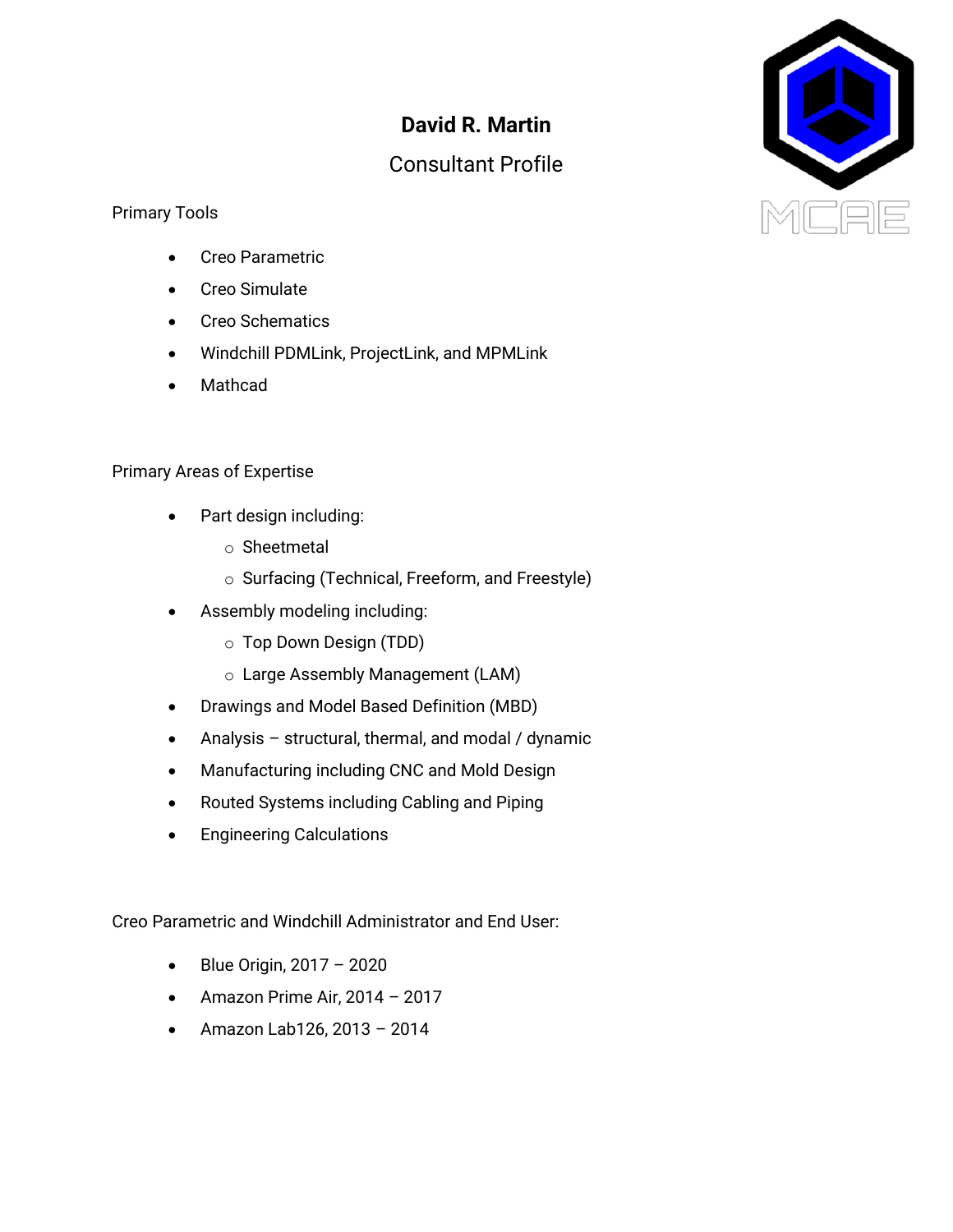# David R. Martin

## Consultant Profile

Primary Tools

- Creo Parametric
- Creo Simulate
- Creo Schematics
- Windchill PDMLink, ProjectLink, and MPMLink
- Mathcad

Primary Areas of Expertise

- Part design including:
  - Sheetmetal
  - Surfacing (Technical, Freeform, and Freestyle)
- Assembly modeling including:
  - Top Down Design (TDD)
  - Large Assembly Management (LAM)
- Drawings and Model Based Definition (MBD)
- Analysis – structural, thermal, and modal / dynamic
- Manufacturing including CNC and Mold Design
- Routed Systems including Cabling and Piping
- Engineering Calculations

Creo Parametric and Windchill Administrator and End User:

- Blue Origin, 2017 – 2020
- Amazon Prime Air, 2014 – 2017
- Amazon Lab126, 2013 – 2014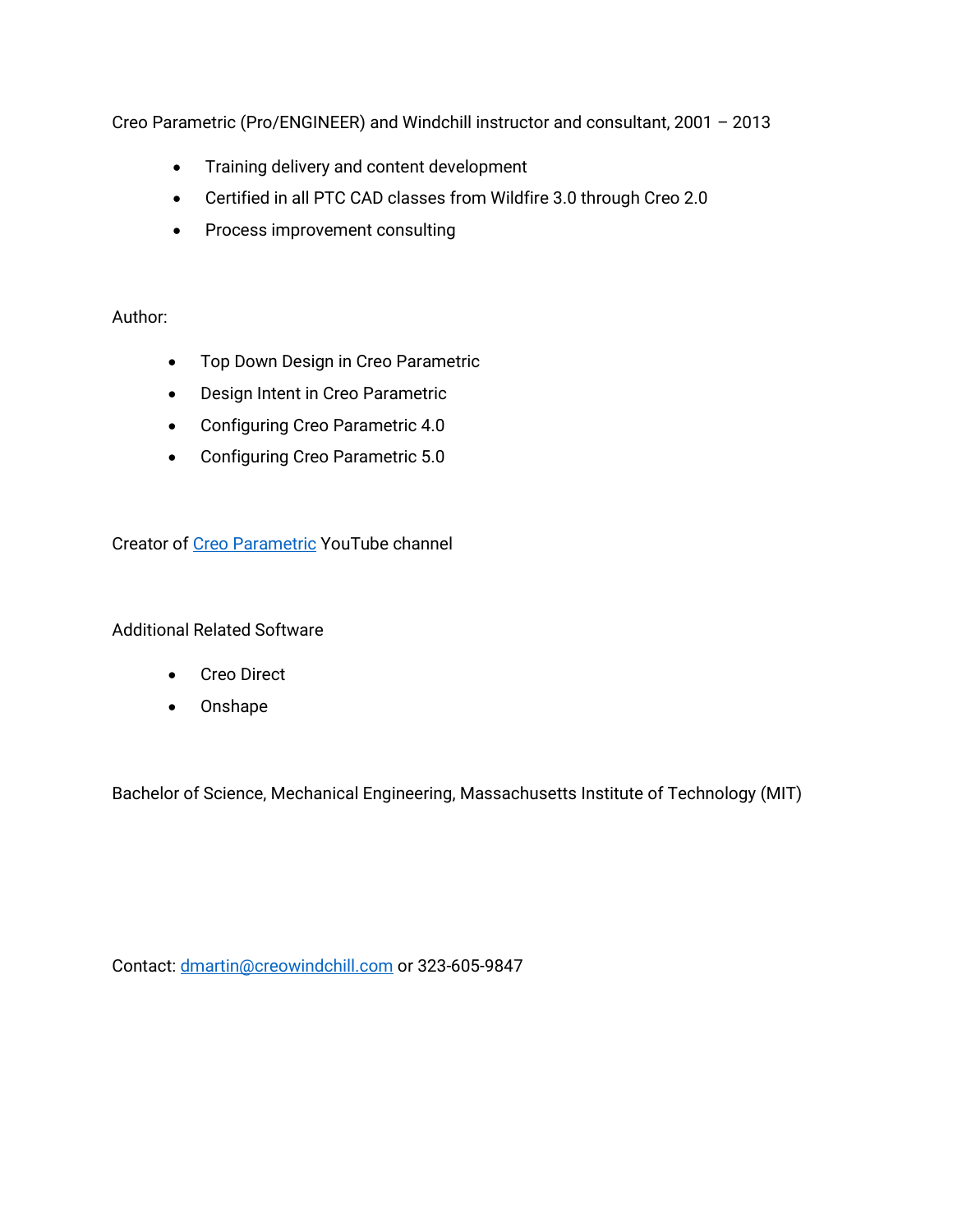Creo Parametric (Pro/ENGINEER) and Windchill instructor and consultant, 2001 – 2013

- Training delivery and content development
- Certified in all PTC CAD classes from Wildfire 3.0 through Creo 2.0
- Process improvement consulting

Author:

- Top Down Design in Creo Parametric
- Design Intent in Creo Parametric
- Configuring Creo Parametric 4.0
- Configuring Creo Parametric 5.0

Creator of Creo Parametric YouTube channel

Additional Related Software

- Creo Direct
- Onshape

Bachelor of Science, Mechanical Engineering, Massachusetts Institute of Technology (MIT)

Contact: dmartin@creowindchill.com or 323-605-9847